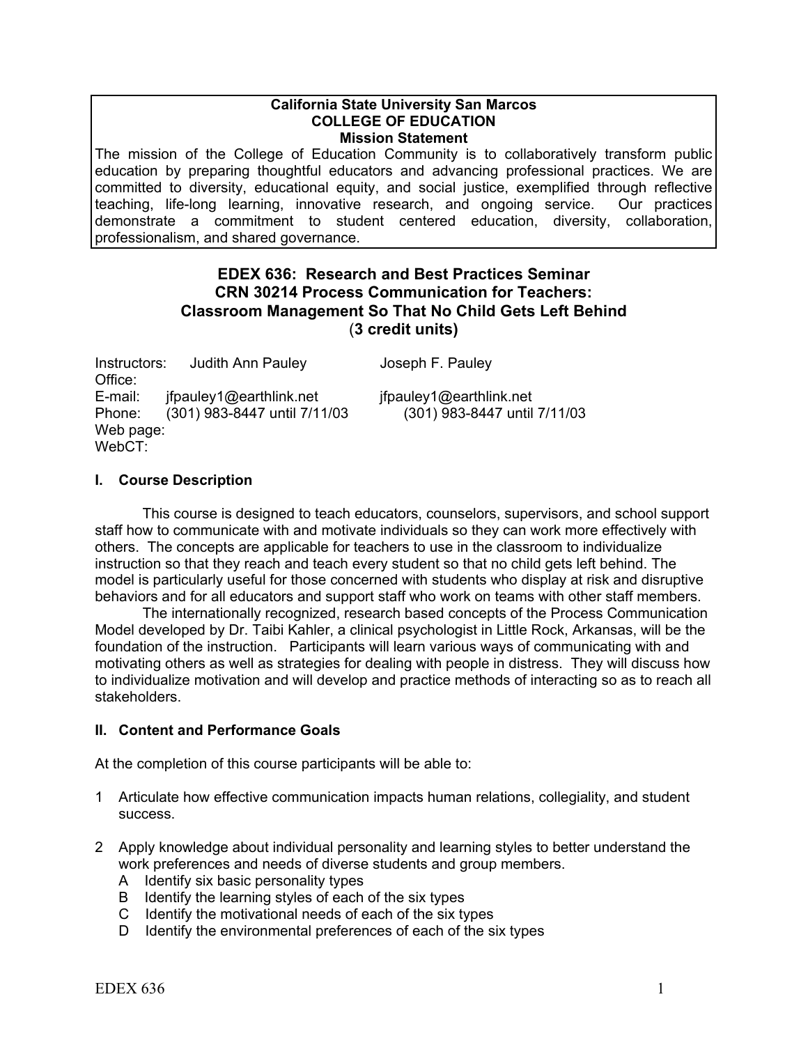**California State University San Marcos**
**COLLEGE OF EDUCATION**
**Mission Statement**

The mission of the College of Education Community is to collaboratively transform public education by preparing thoughtful educators and advancing professional practices. We are committed to diversity, educational equity, and social justice, exemplified through reflective teaching, life-long learning, innovative research, and ongoing service. Our practices demonstrate a commitment to student centered education, diversity, collaboration, professionalism, and shared governance.

# EDEX 636: Research and Best Practices Seminar
# CRN 30214 Process Communication for Teachers: Classroom Management So That No Child Gets Left Behind
## (3 credit units)

| | | |
|---|---|---|
| Instructors: | Judith Ann Pauley | Joseph F. Pauley |
| Office: | | |
| E-mail: | jfpauley1@earthlink.net | jfpauley1@earthlink.net |
| Phone: | (301) 983-8447 until 7/11/03 | (301) 983-8447 until 7/11/03 |
| Web page: | | |
| WebCT: | | |

### I. Course Description

This course is designed to teach educators, counselors, supervisors, and school support staff how to communicate with and motivate individuals so they can work more effectively with others. The concepts are applicable for teachers to use in the classroom to individualize instruction so that they reach and teach every student so that no child gets left behind. The model is particularly useful for those concerned with students who display at risk and disruptive behaviors and for all educators and support staff who work on teams with other staff members.

The internationally recognized, research based concepts of the Process Communication Model developed by Dr. Taibi Kahler, a clinical psychologist in Little Rock, Arkansas, will be the foundation of the instruction. Participants will learn various ways of communicating with and motivating others as well as strategies for dealing with people in distress. They will discuss how to individualize motivation and will develop and practice methods of interacting so as to reach all stakeholders.

### II. Content and Performance Goals

At the completion of this course participants will be able to:

1 Articulate how effective communication impacts human relations, collegiality, and student success.

2 Apply knowledge about individual personality and learning styles to better understand the work preferences and needs of diverse students and group members.
   - A Identify six basic personality types
   - B Identify the learning styles of each of the six types
   - C Identify the motivational needs of each of the six types
   - D Identify the environmental preferences of each of the six types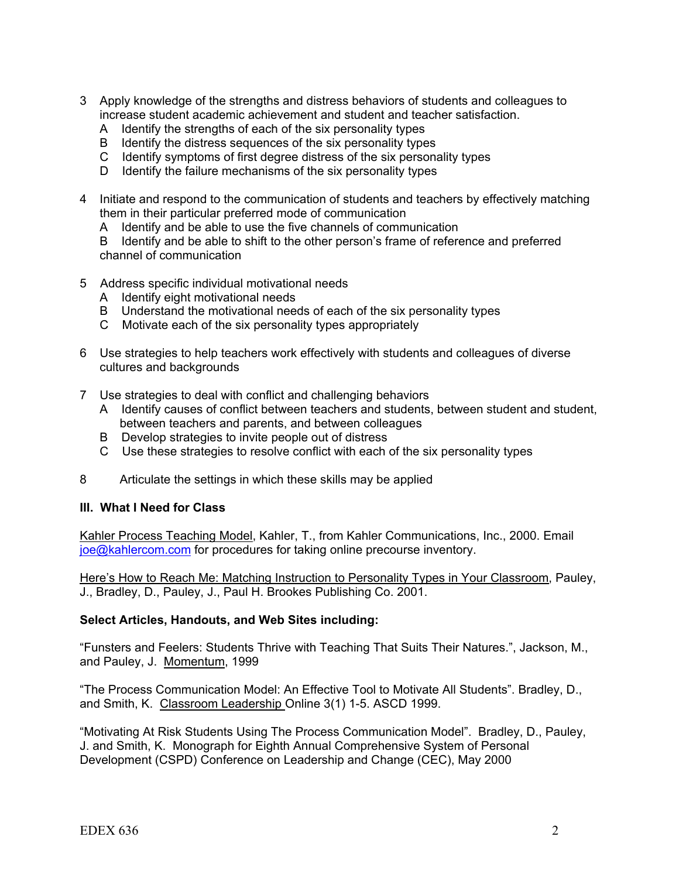3 Apply knowledge of the strengths and distress behaviors of students and colleagues to increase student academic achievement and student and teacher satisfaction.
   - A Identify the strengths of each of the six personality types
   - B Identify the distress sequences of the six personality types
   - C Identify symptoms of first degree distress of the six personality types
   - D Identify the failure mechanisms of the six personality types

4 Initiate and respond to the communication of students and teachers by effectively matching them in their particular preferred mode of communication
   - A Identify and be able to use the five channels of communication
   - B Identify and be able to shift to the other person's frame of reference and preferred channel of communication

5 Address specific individual motivational needs
   - A Identify eight motivational needs
   - B Understand the motivational needs of each of the six personality types
   - C Motivate each of the six personality types appropriately

6 Use strategies to help teachers work effectively with students and colleagues of diverse cultures and backgrounds

7 Use strategies to deal with conflict and challenging behaviors
   - A Identify causes of conflict between teachers and students, between student and student, between teachers and parents, and between colleagues
   - B Develop strategies to invite people out of distress
   - C Use these strategies to resolve conflict with each of the six personality types

8 Articulate the settings in which these skills may be applied

### III. What I Need for Class

Kahler Process Teaching Model, Kahler, T., from Kahler Communications, Inc., 2000. Email joe@kahlercom.com for procedures for taking online precourse inventory.

Here's How to Reach Me: Matching Instruction to Personality Types in Your Classroom, Pauley, J., Bradley, D., Pauley, J., Paul H. Brookes Publishing Co. 2001.

**Select Articles, Handouts, and Web Sites including:**

"Funsters and Feelers: Students Thrive with Teaching That Suits Their Natures.", Jackson, M., and Pauley, J. Momentum, 1999

"The Process Communication Model: An Effective Tool to Motivate All Students". Bradley, D., and Smith, K. Classroom Leadership Online 3(1) 1-5. ASCD 1999.

"Motivating At Risk Students Using The Process Communication Model". Bradley, D., Pauley, J. and Smith, K. Monograph for Eighth Annual Comprehensive System of Personal Development (CSPD) Conference on Leadership and Change (CEC), May 2000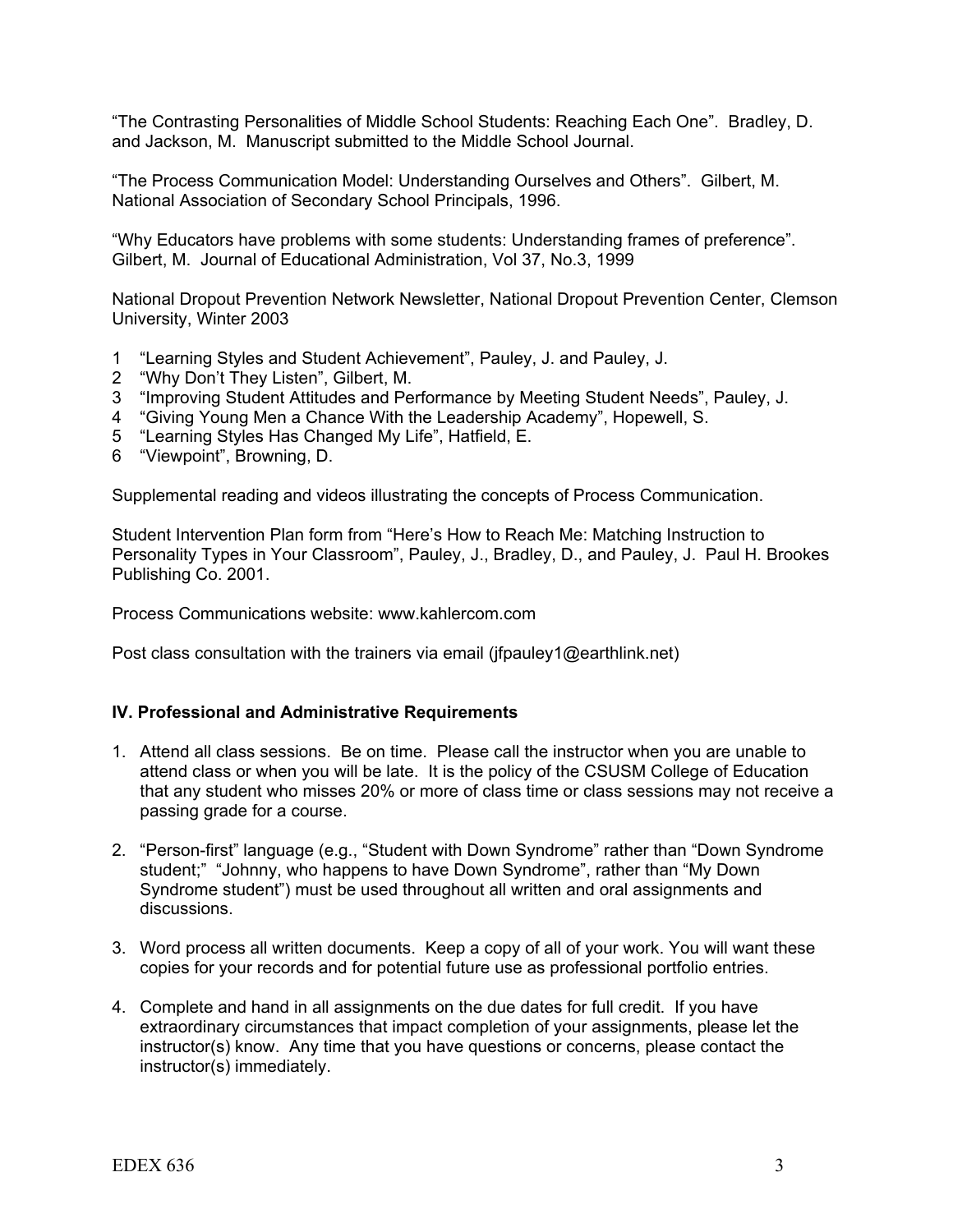"The Contrasting Personalities of Middle School Students: Reaching Each One". Bradley, D. and Jackson, M. Manuscript submitted to the Middle School Journal.

"The Process Communication Model: Understanding Ourselves and Others". Gilbert, M. National Association of Secondary School Principals, 1996.

"Why Educators have problems with some students: Understanding frames of preference". Gilbert, M. Journal of Educational Administration, Vol 37, No.3, 1999

National Dropout Prevention Network Newsletter, National Dropout Prevention Center, Clemson University, Winter 2003

1. "Learning Styles and Student Achievement", Pauley, J. and Pauley, J.
2. "Why Don't They Listen", Gilbert, M.
3. "Improving Student Attitudes and Performance by Meeting Student Needs", Pauley, J.
4. "Giving Young Men a Chance With the Leadership Academy", Hopewell, S.
5. "Learning Styles Has Changed My Life", Hatfield, E.
6. "Viewpoint", Browning, D.

Supplemental reading and videos illustrating the concepts of Process Communication.

Student Intervention Plan form from "Here's How to Reach Me: Matching Instruction to Personality Types in Your Classroom", Pauley, J., Bradley, D., and Pauley, J. Paul H. Brookes Publishing Co. 2001.

Process Communications website: www.kahlercom.com

Post class consultation with the trainers via email (jfpauley1@earthlink.net)

### IV. Professional and Administrative Requirements

1. Attend all class sessions. Be on time. Please call the instructor when you are unable to attend class or when you will be late. It is the policy of the CSUSM College of Education that any student who misses 20% or more of class time or class sessions may not receive a passing grade for a course.
2. "Person-first" language (e.g., "Student with Down Syndrome" rather than "Down Syndrome student;" "Johnny, who happens to have Down Syndrome", rather than "My Down Syndrome student") must be used throughout all written and oral assignments and discussions.
3. Word process all written documents. Keep a copy of all of your work. You will want these copies for your records and for potential future use as professional portfolio entries.
4. Complete and hand in all assignments on the due dates for full credit. If you have extraordinary circumstances that impact completion of your assignments, please let the instructor(s) know. Any time that you have questions or concerns, please contact the instructor(s) immediately.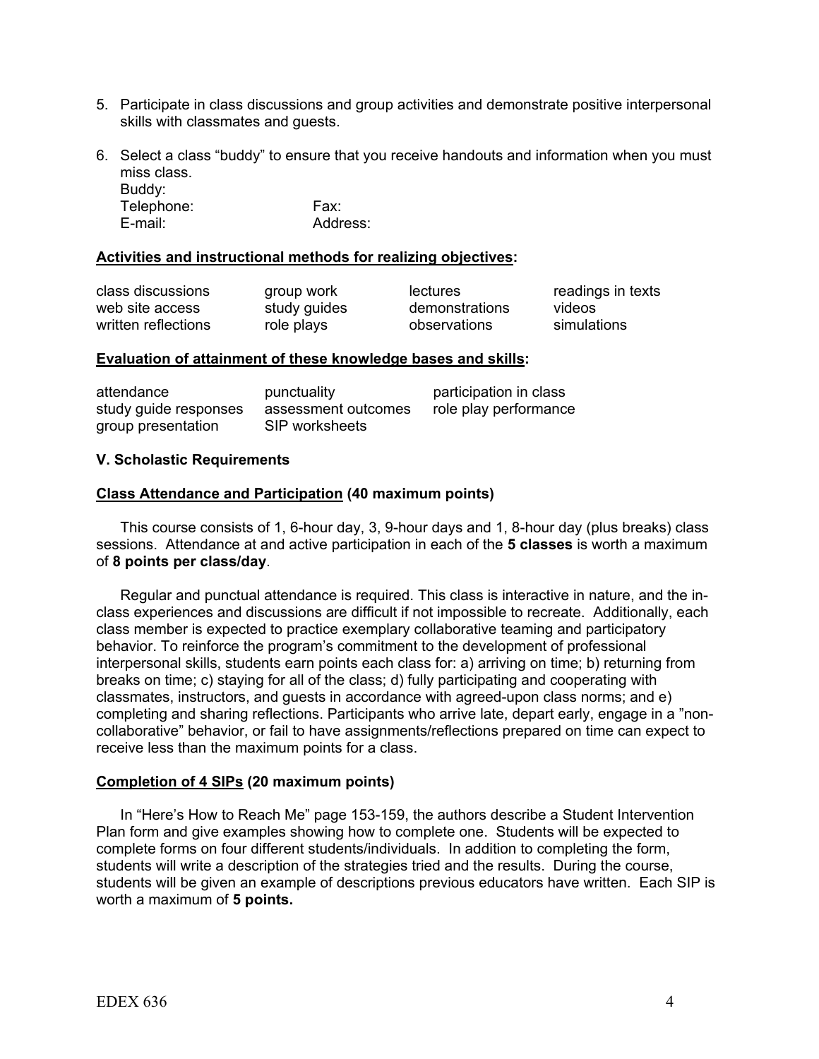5. Participate in class discussions and group activities and demonstrate positive interpersonal skills with classmates and guests.

6. Select a class "buddy" to ensure that you receive handouts and information when you must miss class.
   Buddy:
   Telephone: Fax:
   E-mail: Address:

**<u>Activities and instructional methods for realizing objectives</u>:**

| | | | |
|---|---|---|---|
| class discussions | group work | lectures | readings in texts |
| web site access | study guides | demonstrations | videos |
| written reflections | role plays | observations | simulations |

**<u>Evaluation of attainment of these knowledge bases and skills</u>:**

| | | |
|---|---|---|
| attendance | punctuality | participation in class |
| study guide responses | assessment outcomes | role play performance |
| group presentation | SIP worksheets | |

### V. Scholastic Requirements

**<u>Class Attendance and Participation</u> (40 maximum points)**

This course consists of 1, 6-hour day, 3, 9-hour days and 1, 8-hour day (plus breaks) class sessions. Attendance at and active participation in each of the **5 classes** is worth a maximum of **8 points per class/day**.

Regular and punctual attendance is required. This class is interactive in nature, and the in-class experiences and discussions are difficult if not impossible to recreate. Additionally, each class member is expected to practice exemplary collaborative teaming and participatory behavior. To reinforce the program's commitment to the development of professional interpersonal skills, students earn points each class for: a) arriving on time; b) returning from breaks on time; c) staying for all of the class; d) fully participating and cooperating with classmates, instructors, and guests in accordance with agreed-upon class norms; and e) completing and sharing reflections. Participants who arrive late, depart early, engage in a "non-collaborative" behavior, or fail to have assignments/reflections prepared on time can expect to receive less than the maximum points for a class.

**<u>Completion of 4 SIPs</u> (20 maximum points)**

In "Here's How to Reach Me" page 153-159, the authors describe a Student Intervention Plan form and give examples showing how to complete one. Students will be expected to complete forms on four different students/individuals. In addition to completing the form, students will write a description of the strategies tried and the results. During the course, students will be given an example of descriptions previous educators have written. Each SIP is worth a maximum of **5 points.**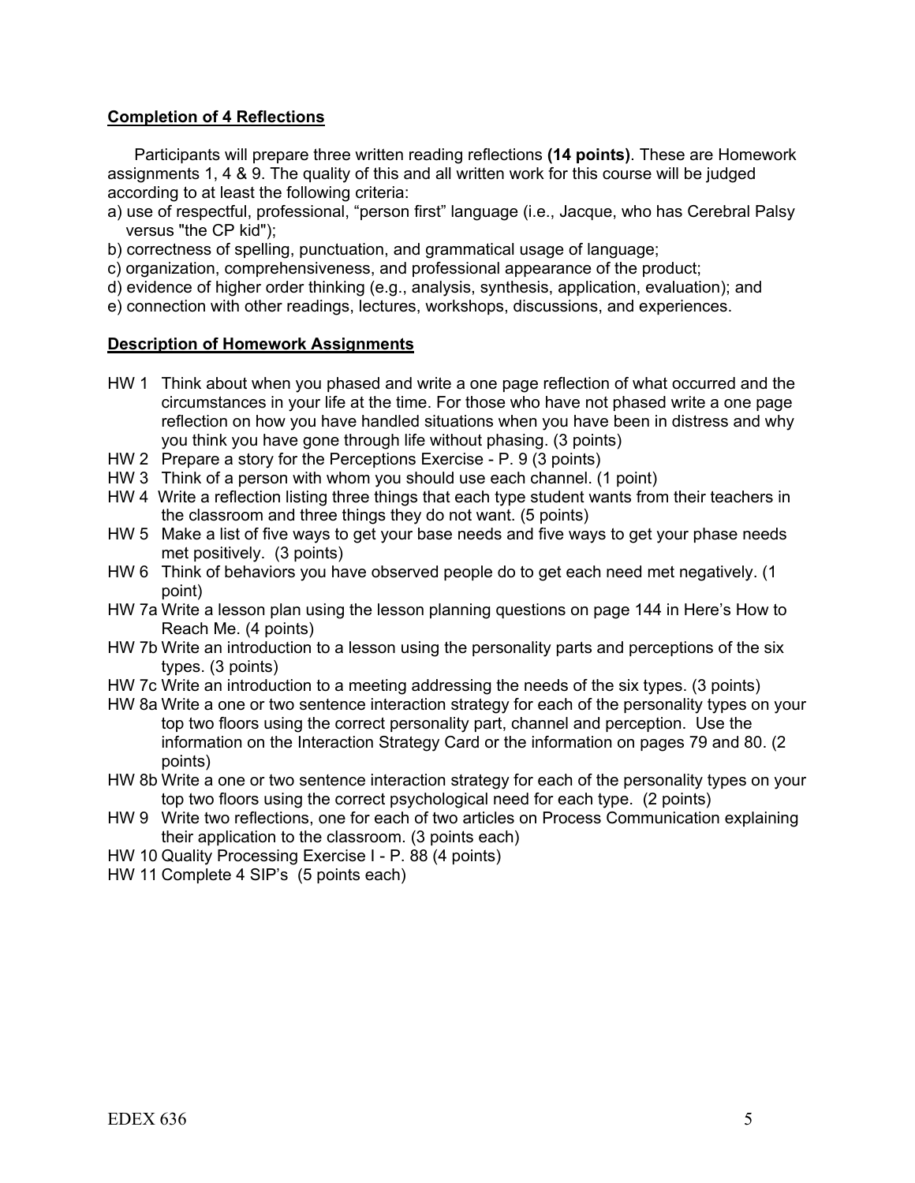**Completion of 4 Reflections**

Participants will prepare three written reading reflections **(14 points)**. These are Homework assignments 1, 4 & 9. The quality of this and all written work for this course will be judged according to at least the following criteria:

a) use of respectful, professional, "person first" language (i.e., Jacque, who has Cerebral Palsy versus "the CP kid");
b) correctness of spelling, punctuation, and grammatical usage of language;
c) organization, comprehensiveness, and professional appearance of the product;
d) evidence of higher order thinking (e.g., analysis, synthesis, application, evaluation); and
e) connection with other readings, lectures, workshops, discussions, and experiences.

**Description of Homework Assignments**

- HW 1 Think about when you phased and write a one page reflection of what occurred and the circumstances in your life at the time. For those who have not phased write a one page reflection on how you have handled situations when you have been in distress and why you think you have gone through life without phasing. (3 points)
- HW 2 Prepare a story for the Perceptions Exercise - P. 9 (3 points)
- HW 3 Think of a person with whom you should use each channel. (1 point)
- HW 4 Write a reflection listing three things that each type student wants from their teachers in the classroom and three things they do not want. (5 points)
- HW 5 Make a list of five ways to get your base needs and five ways to get your phase needs met positively. (3 points)
- HW 6 Think of behaviors you have observed people do to get each need met negatively. (1 point)
- HW 7a Write a lesson plan using the lesson planning questions on page 144 in Here's How to Reach Me. (4 points)
- HW 7b Write an introduction to a lesson using the personality parts and perceptions of the six types. (3 points)
- HW 7c Write an introduction to a meeting addressing the needs of the six types. (3 points)
- HW 8a Write a one or two sentence interaction strategy for each of the personality types on your top two floors using the correct personality part, channel and perception. Use the information on the Interaction Strategy Card or the information on pages 79 and 80. (2 points)
- HW 8b Write a one or two sentence interaction strategy for each of the personality types on your top two floors using the correct psychological need for each type. (2 points)
- HW 9 Write two reflections, one for each of two articles on Process Communication explaining their application to the classroom. (3 points each)
- HW 10 Quality Processing Exercise I - P. 88 (4 points)
- HW 11 Complete 4 SIP's (5 points each)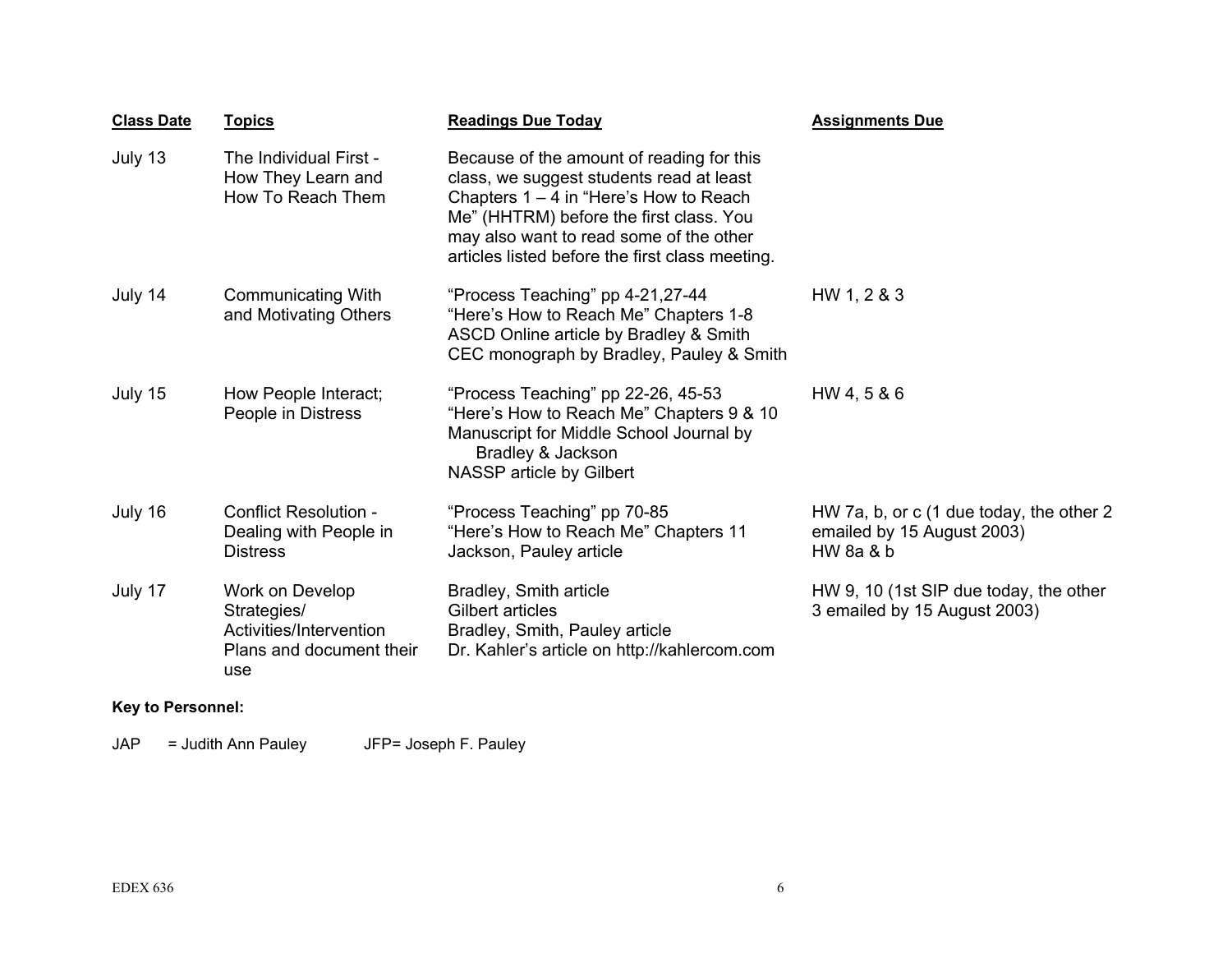| Class Date | Topics | Readings Due Today | Assignments Due |
|---|---|---|---|
| July 13 | The Individual First - How They Learn and How To Reach Them | Because of the amount of reading for this class, we suggest students read at least Chapters 1 – 4 in "Here's How to Reach Me" (HHTRM) before the first class. You may also want to read some of the other articles listed before the first class meeting. | |
| July 14 | Communicating With and Motivating Others | "Process Teaching" pp 4-21,27-44<br>"Here's How to Reach Me" Chapters 1-8<br>ASCD Online article by Bradley & Smith<br>CEC monograph by Bradley, Pauley & Smith | HW 1, 2 & 3 |
| July 15 | How People Interact; People in Distress | "Process Teaching" pp 22-26, 45-53<br>"Here's How to Reach Me" Chapters 9 & 10<br>Manuscript for Middle School Journal by Bradley & Jackson<br>NASSP article by Gilbert | HW 4, 5 & 6 |
| July 16 | Conflict Resolution - Dealing with People in Distress | "Process Teaching" pp 70-85<br>"Here's How to Reach Me" Chapters 11<br>Jackson, Pauley article | HW 7a, b, or c (1 due today, the other 2 emailed by 15 August 2003)<br>HW 8a & b |
| July 17 | Work on Develop Strategies/ Activities/Intervention Plans and document their use | Bradley, Smith article<br>Gilbert articles<br>Bradley, Smith, Pauley article<br>Dr. Kahler's article on http://kahlercom.com | HW 9, 10 (1st SIP due today, the other 3 emailed by 15 August 2003) |

**Key to Personnel:**

JAP = Judith Ann Pauley JFP= Joseph F. Pauley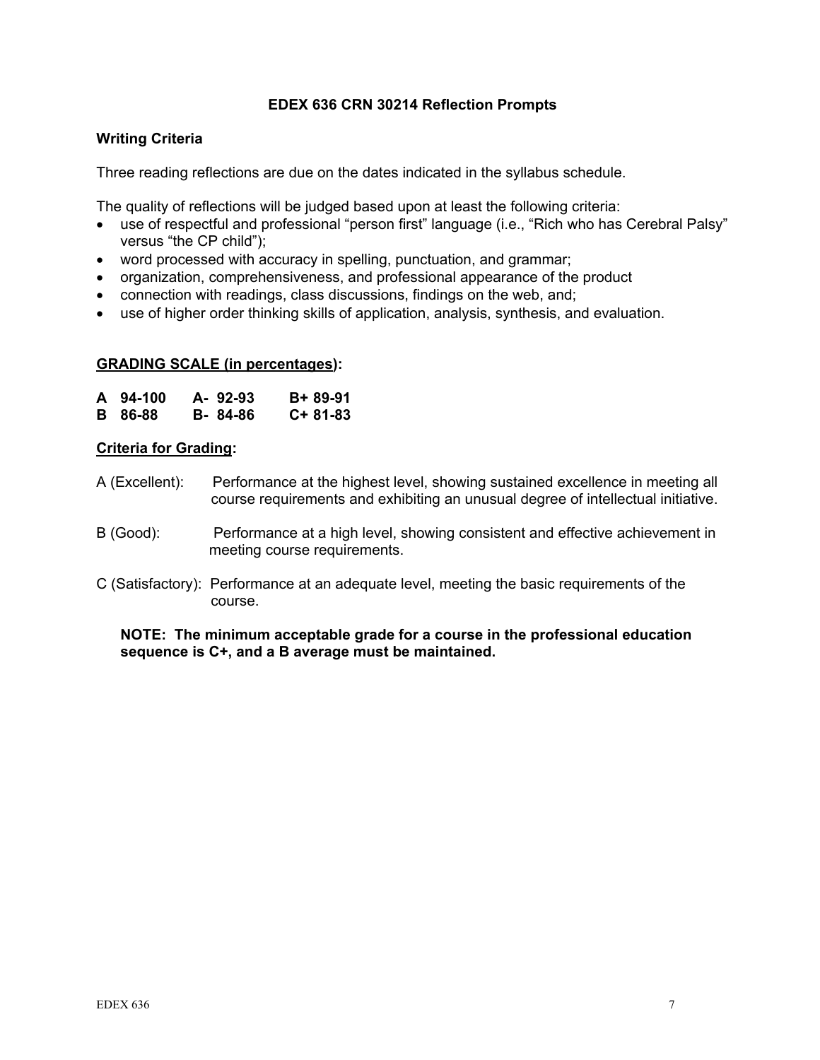# EDEX 636 CRN 30214 Reflection Prompts

## Writing Criteria

Three reading reflections are due on the dates indicated in the syllabus schedule.

The quality of reflections will be judged based upon at least the following criteria:

- use of respectful and professional "person first" language (i.e., "Rich who has Cerebral Palsy" versus "the CP child");
- word processed with accuracy in spelling, punctuation, and grammar;
- organization, comprehensiveness, and professional appearance of the product
- connection with readings, class discussions, findings on the web, and;
- use of higher order thinking skills of application, analysis, synthesis, and evaluation.

## GRADING SCALE (in percentages):

| | | |
|---|---|---|
| **A 94-100** | **A- 92-93** | **B+ 89-91** |
| **B 86-88** | **B- 84-86** | **C+ 81-83** |

## Criteria for Grading:

A (Excellent): Performance at the highest level, showing sustained excellence in meeting all course requirements and exhibiting an unusual degree of intellectual initiative.

B (Good): Performance at a high level, showing consistent and effective achievement in meeting course requirements.

C (Satisfactory): Performance at an adequate level, meeting the basic requirements of the course.

**NOTE: The minimum acceptable grade for a course in the professional education sequence is C+, and a B average must be maintained.**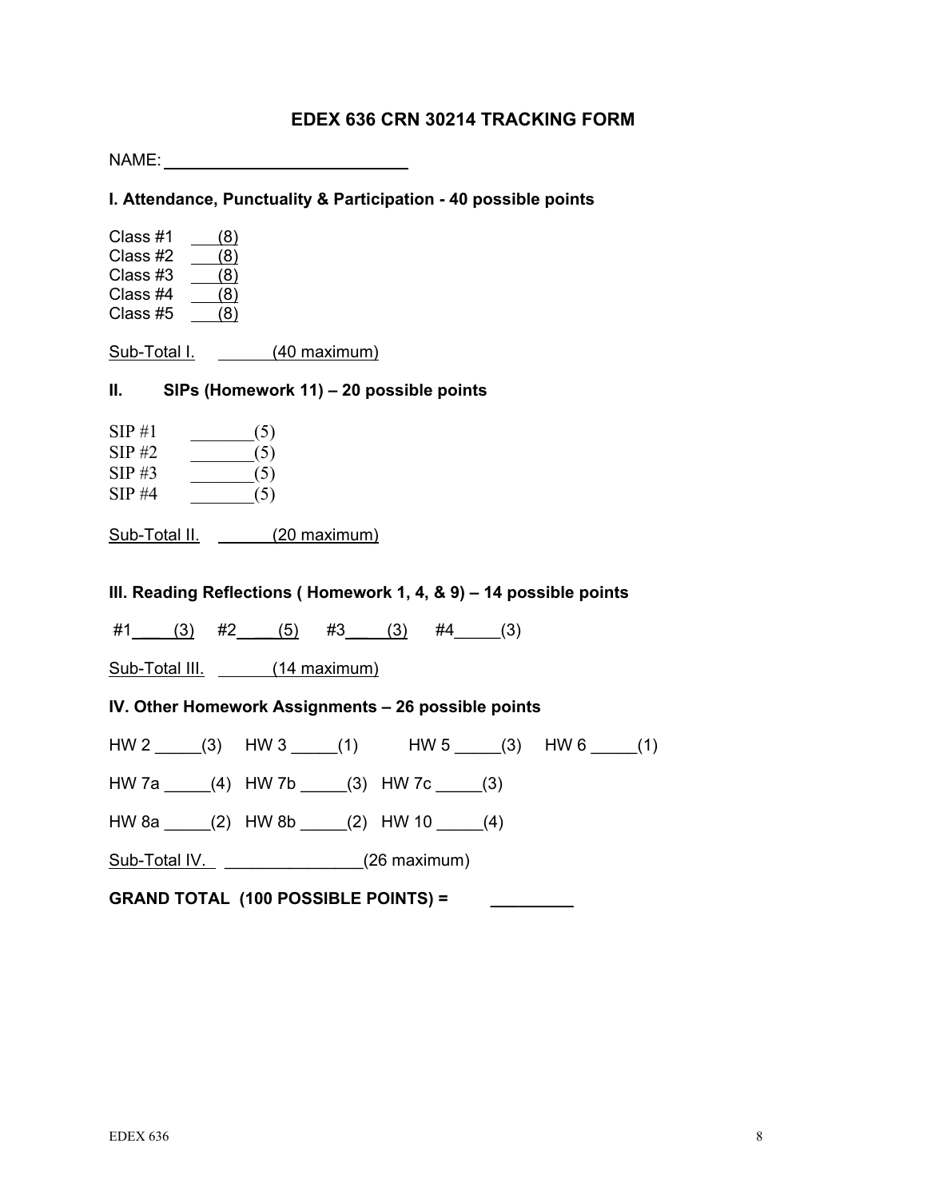## EDEX 636 CRN 30214 TRACKING FORM

NAME: ____________________________

### I. Attendance, Punctuality & Participation - 40 possible points

Class #1 ___(8)
Class #2 ___(8)
Class #3 ___(8)
Class #4 ___(8)
Class #5 ___(8)

Sub-Total I. ______(40 maximum)

### II. SIPs (Homework 11) – 20 possible points

SIP #1 _______(5)
SIP #2 _______(5)
SIP #3 _______(5)
SIP #4 _______(5)

Sub-Total II. ______(20 maximum)

### III. Reading Reflections ( Homework 1, 4, & 9) – 14 possible points

#1____(3) #2____(5) #3____(3) #4_____(3)

Sub-Total III. ______(14 maximum)

### IV. Other Homework Assignments – 26 possible points

HW 2 _____(3) HW 3 _____(1) HW 5 _____(3) HW 6 _____(1)

HW 7a _____(4) HW 7b _____(3) HW 7c _____(3)

HW 8a _____(2) HW 8b _____(2) HW 10 _____(4)

Sub-Total IV. _______________(26 maximum)

**GRAND TOTAL (100 POSSIBLE POINTS) = _________**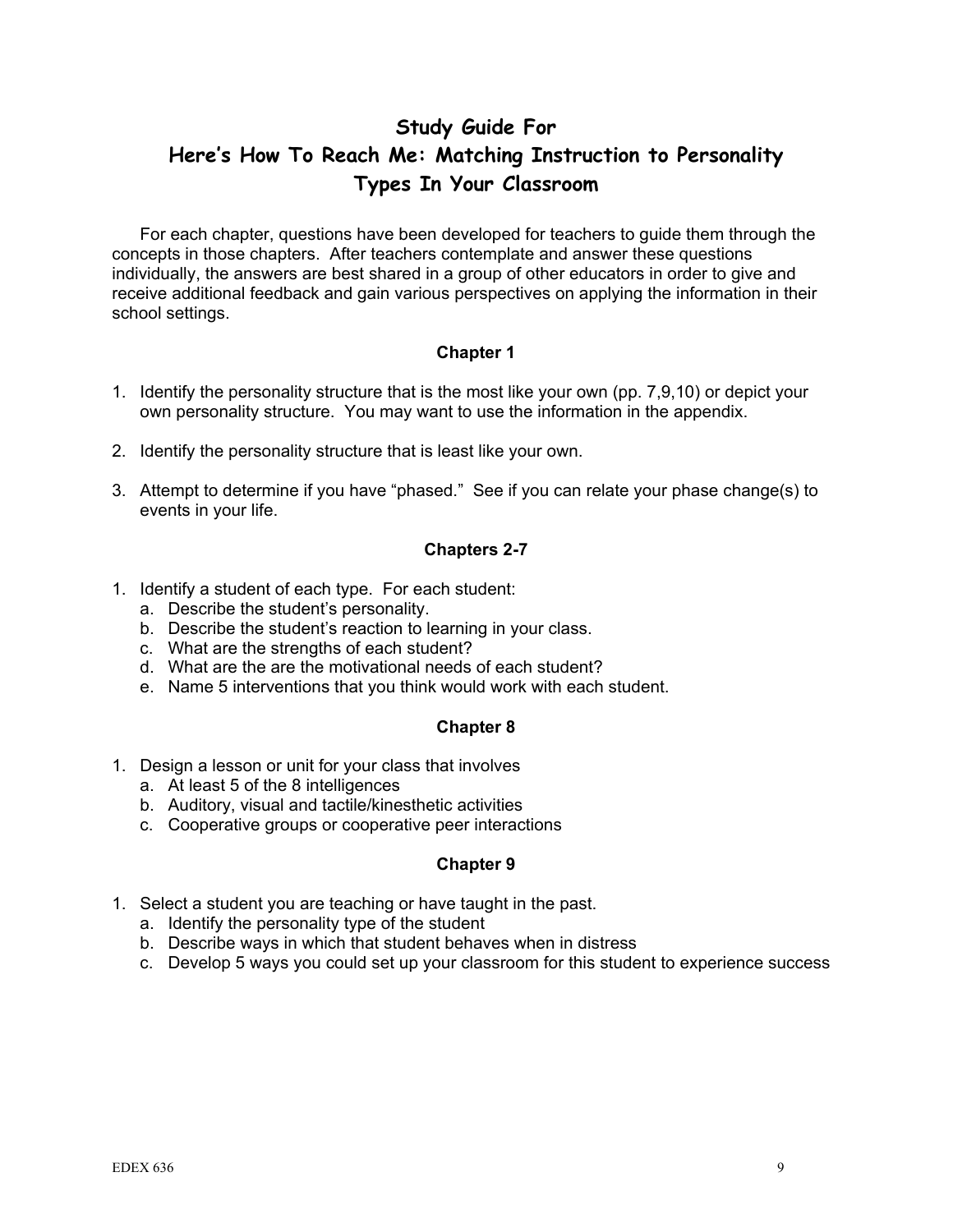# Study Guide For Here's How To Reach Me: Matching Instruction to Personality Types In Your Classroom

For each chapter, questions have been developed for teachers to guide them through the concepts in those chapters. After teachers contemplate and answer these questions individually, the answers are best shared in a group of other educators in order to give and receive additional feedback and gain various perspectives on applying the information in their school settings.

### Chapter 1

1. Identify the personality structure that is the most like your own (pp. 7,9,10) or depict your own personality structure. You may want to use the information in the appendix.
2. Identify the personality structure that is least like your own.
3. Attempt to determine if you have "phased." See if you can relate your phase change(s) to events in your life.

### Chapters 2-7

1. Identify a student of each type. For each student:
   a. Describe the student's personality.
   b. Describe the student's reaction to learning in your class.
   c. What are the strengths of each student?
   d. What are the are the motivational needs of each student?
   e. Name 5 interventions that you think would work with each student.

### Chapter 8

1. Design a lesson or unit for your class that involves
   a. At least 5 of the 8 intelligences
   b. Auditory, visual and tactile/kinesthetic activities
   c. Cooperative groups or cooperative peer interactions

### Chapter 9

1. Select a student you are teaching or have taught in the past.
   a. Identify the personality type of the student
   b. Describe ways in which that student behaves when in distress
   c. Develop 5 ways you could set up your classroom for this student to experience success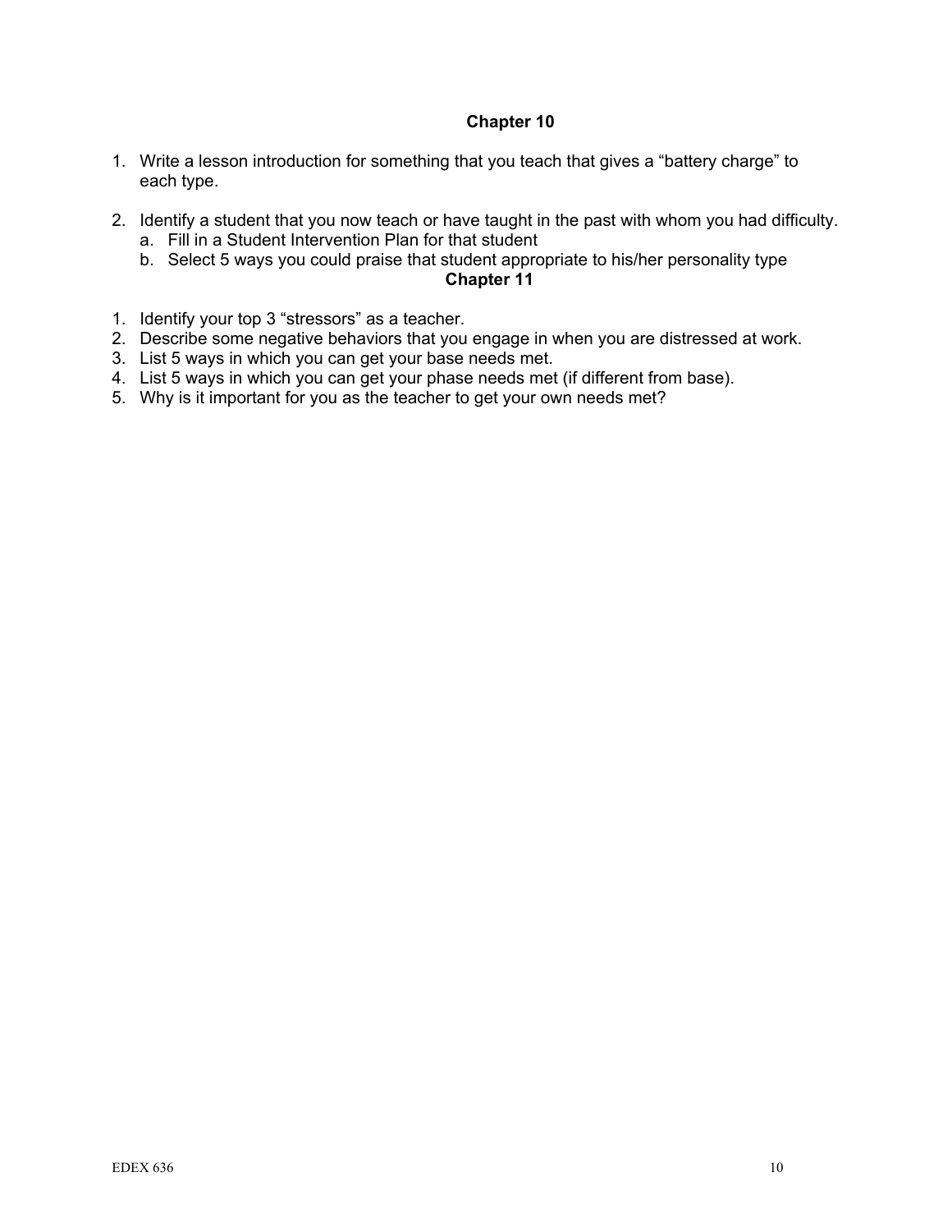## Chapter 10

1. Write a lesson introduction for something that you teach that gives a "battery charge" to each type.

2. Identify a student that you now teach or have taught in the past with whom you had difficulty.
   a. Fill in a Student Intervention Plan for that student
   b. Select 5 ways you could praise that student appropriate to his/her personality type

## Chapter 11

1. Identify your top 3 "stressors" as a teacher.
2. Describe some negative behaviors that you engage in when you are distressed at work.
3. List 5 ways in which you can get your base needs met.
4. List 5 ways in which you can get your phase needs met (if different from base).
5. Why is it important for you as the teacher to get your own needs met?